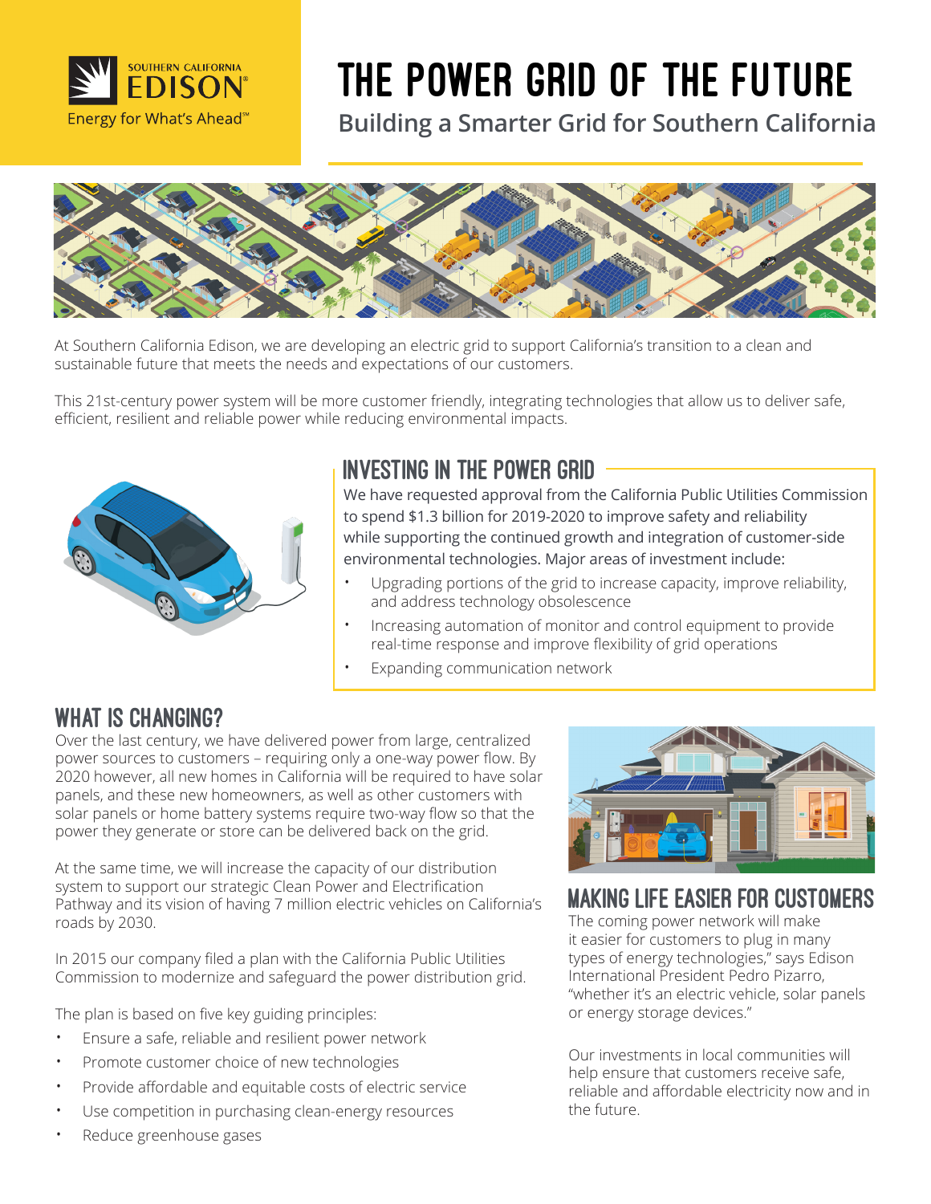SOUTHERN CALIFORNIA EDISON
Energy for What's Ahead℠

# THE POWER GRID OF THE FUTURE

## Building a Smarter Grid for Southern California

At Southern California Edison, we are developing an electric grid to support California's transition to a clean and sustainable future that meets the needs and expectations of our customers.

This 21st-century power system will be more customer friendly, integrating technologies that allow us to deliver safe, efficient, resilient and reliable power while reducing environmental impacts.

## INVESTING IN THE POWER GRID

We have requested approval from the California Public Utilities Commission to spend $1.3 billion for 2019-2020 to improve safety and reliability while supporting the continued growth and integration of customer-side environmental technologies. Major areas of investment include:

- Upgrading portions of the grid to increase capacity, improve reliability, and address technology obsolescence
- Increasing automation of monitor and control equipment to provide real-time response and improve flexibility of grid operations
- Expanding communication network

## WHAT IS CHANGING?

Over the last century, we have delivered power from large, centralized power sources to customers – requiring only a one-way power flow. By 2020 however, all new homes in California will be required to have solar panels, and these new homeowners, as well as other customers with solar panels or home battery systems require two-way flow so that the power they generate or store can be delivered back on the grid.

At the same time, we will increase the capacity of our distribution system to support our strategic Clean Power and Electrification Pathway and its vision of having 7 million electric vehicles on California's roads by 2030.

In 2015 our company filed a plan with the California Public Utilities Commission to modernize and safeguard the power distribution grid.

The plan is based on five key guiding principles:

- Ensure a safe, reliable and resilient power network
- Promote customer choice of new technologies
- Provide affordable and equitable costs of electric service
- Use competition in purchasing clean-energy resources
- Reduce greenhouse gases

## MAKING LIFE EASIER FOR CUSTOMERS

The coming power network will make it easier for customers to plug in many types of energy technologies," says Edison International President Pedro Pizarro, "whether it's an electric vehicle, solar panels or energy storage devices."

Our investments in local communities will help ensure that customers receive safe, reliable and affordable electricity now and in the future.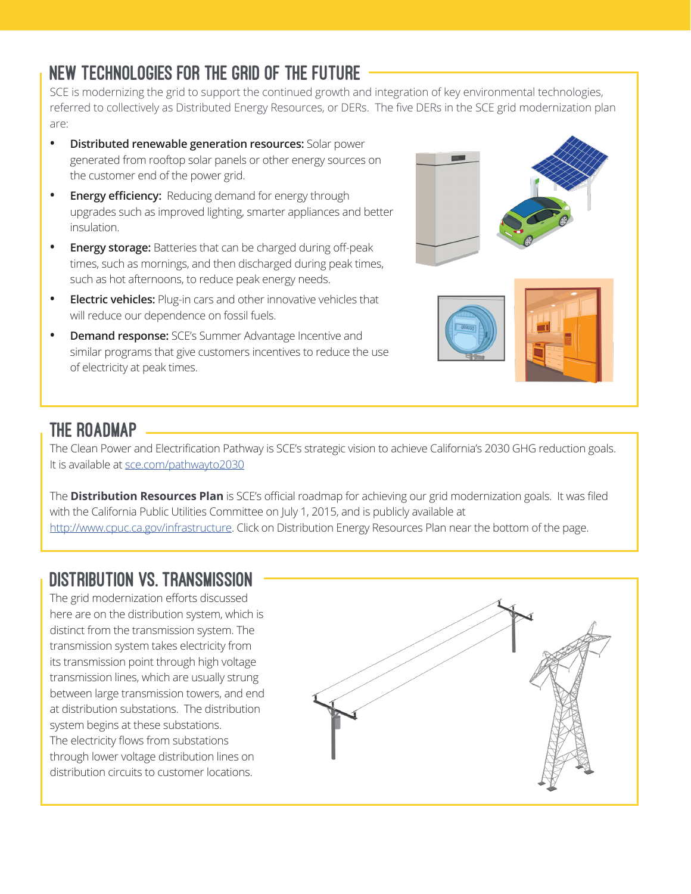## NEW TECHNOLOGIES FOR THE GRID OF THE FUTURE

SCE is modernizing the grid to support the continued growth and integration of key environmental technologies, referred to collectively as Distributed Energy Resources, or DERs. The five DERs in the SCE grid modernization plan are:

- **Distributed renewable generation resources:** Solar power generated from rooftop solar panels or other energy sources on the customer end of the power grid.
- **Energy efficiency:** Reducing demand for energy through upgrades such as improved lighting, smarter appliances and better insulation.
- **Energy storage:** Batteries that can be charged during off-peak times, such as mornings, and then discharged during peak times, such as hot afternoons, to reduce peak energy needs.
- **Electric vehicles:** Plug-in cars and other innovative vehicles that will reduce our dependence on fossil fuels.
- **Demand response:** SCE's Summer Advantage Incentive and similar programs that give customers incentives to reduce the use of electricity at peak times.

## THE ROADMAP

The Clean Power and Electrification Pathway is SCE's strategic vision to achieve California's 2030 GHG reduction goals. It is available at sce.com/pathwayto2030

The **Distribution Resources Plan** is SCE's official roadmap for achieving our grid modernization goals. It was filed with the California Public Utilities Committee on July 1, 2015, and is publicly available at http://www.cpuc.ca.gov/infrastructure. Click on Distribution Energy Resources Plan near the bottom of the page.

## DISTRIBUTION VS. TRANSMISSION

The grid modernization efforts discussed here are on the distribution system, which is distinct from the transmission system. The transmission system takes electricity from its transmission point through high voltage transmission lines, which are usually strung between large transmission towers, and end at distribution substations. The distribution system begins at these substations. The electricity flows from substations through lower voltage distribution lines on distribution circuits to customer locations.